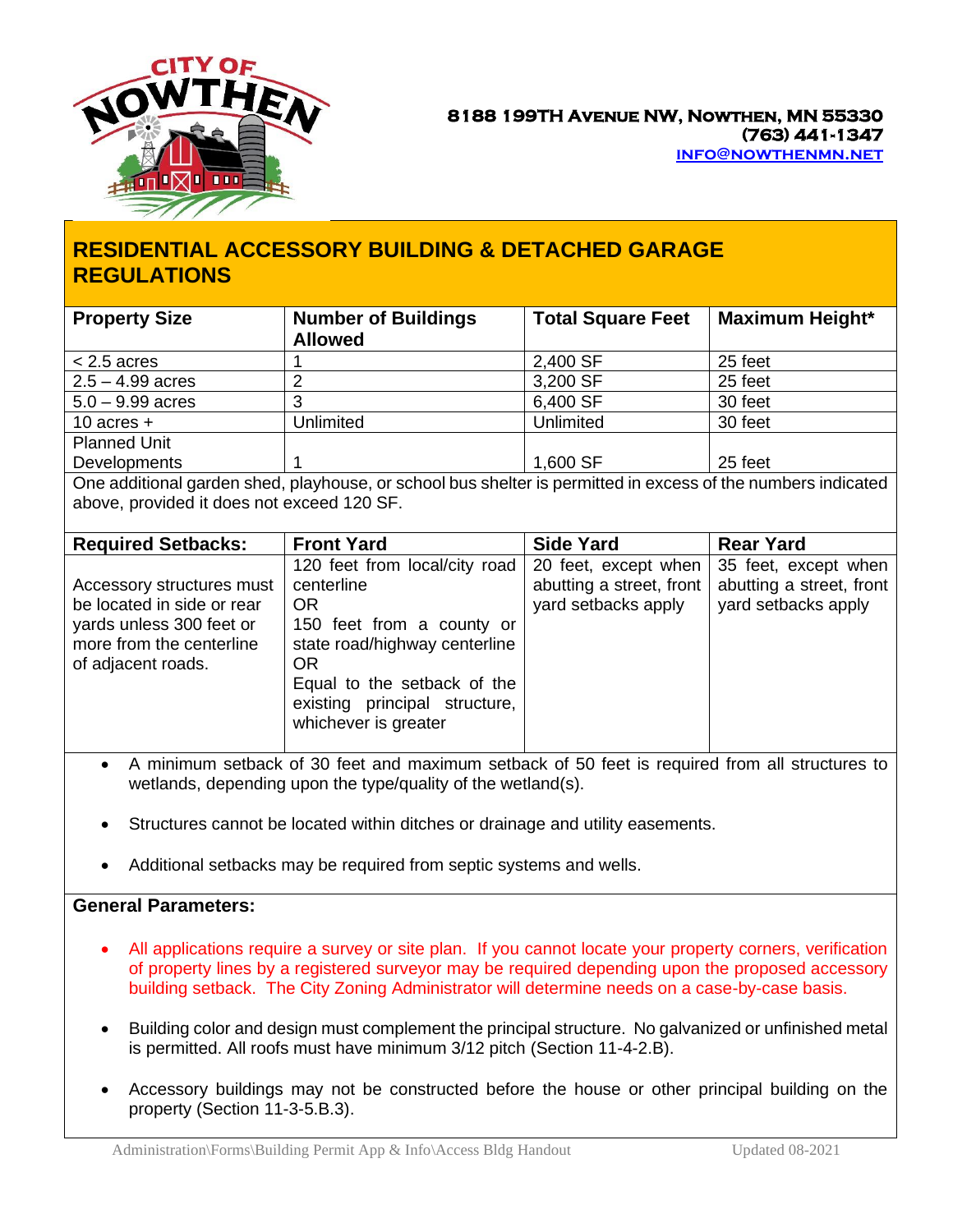**CITY OF NOWTHEN**

**8188 199TH AVENUE NW, NOWTHEN, MN 55330**
**(763) 441-1347**
**INFO@NOWTHENMN.NET**

# RESIDENTIAL ACCESSORY BUILDING & DETACHED GARAGE REGULATIONS

| Property Size | Number of Buildings Allowed | Total Square Feet | Maximum Height* |
|---|---|---|---|
| < 2.5 acres | 1 | 2,400 SF | 25 feet |
| 2.5 – 4.99 acres | 2 | 3,200 SF | 25 feet |
| 5.0 – 9.99 acres | 3 | 6,400 SF | 30 feet |
| 10 acres + | Unlimited | Unlimited | 30 feet |
| Planned Unit Developments | 1 | 1,600 SF | 25 feet |

One additional garden shed, playhouse, or school bus shelter is permitted in excess of the numbers indicated above, provided it does not exceed 120 SF.

| Required Setbacks: | Front Yard | Side Yard | Rear Yard |
|---|---|---|---|
| Accessory structures must be located in side or rear yards unless 300 feet or more from the centerline of adjacent roads. | 120 feet from local/city road centerline OR 150 feet from a county or state road/highway centerline OR Equal to the setback of the existing principal structure, whichever is greater | 20 feet, except when abutting a street, front yard setbacks apply | 35 feet, except when abutting a street, front yard setbacks apply |

- A minimum setback of 30 feet and maximum setback of 50 feet is required from all structures to wetlands, depending upon the type/quality of the wetland(s).
- Structures cannot be located within ditches or drainage and utility easements.
- Additional setbacks may be required from septic systems and wells.

**General Parameters:**

- All applications require a survey or site plan. If you cannot locate your property corners, verification of property lines by a registered surveyor may be required depending upon the proposed accessory building setback. The City Zoning Administrator will determine needs on a case-by-case basis.
- Building color and design must complement the principal structure. No galvanized or unfinished metal is permitted. All roofs must have minimum 3/12 pitch (Section 11-4-2.B).
- Accessory buildings may not be constructed before the house or other principal building on the property (Section 11-3-5.B.3).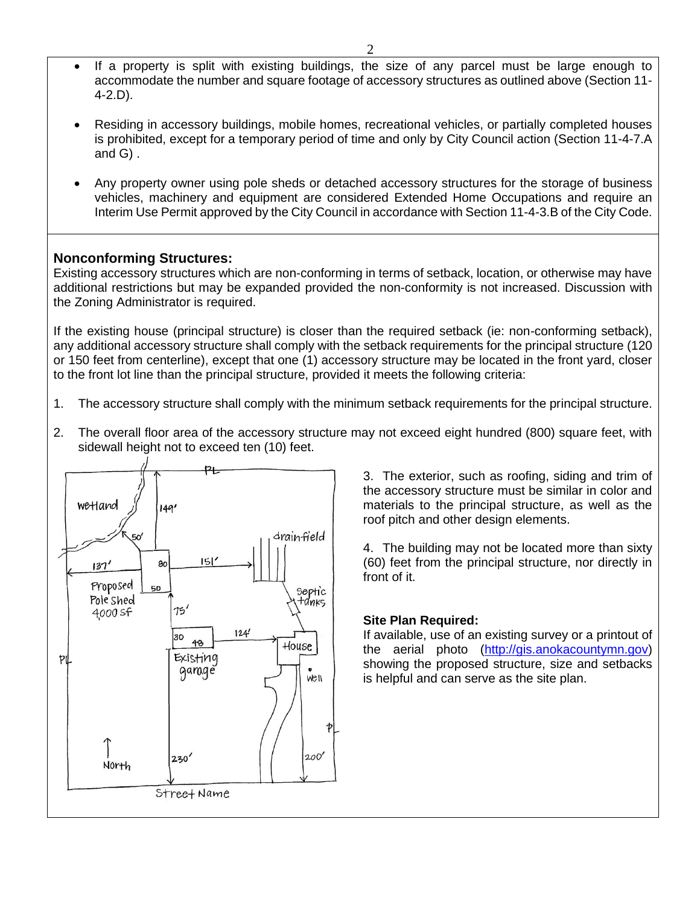- If a property is split with existing buildings, the size of any parcel must be large enough to accommodate the number and square footage of accessory structures as outlined above (Section 11-4-2.D).

- Residing in accessory buildings, mobile homes, recreational vehicles, or partially completed houses is prohibited, except for a temporary period of time and only by City Council action (Section 11-4-7.A and G) .

- Any property owner using pole sheds or detached accessory structures for the storage of business vehicles, machinery and equipment are considered Extended Home Occupations and require an Interim Use Permit approved by the City Council in accordance with Section 11-4-3.B of the City Code.

**Nonconforming Structures:**
Existing accessory structures which are non-conforming in terms of setback, location, or otherwise may have additional restrictions but may be expanded provided the non-conformity is not increased. Discussion with the Zoning Administrator is required.

If the existing house (principal structure) is closer than the required setback (ie: non-conforming setback), any additional accessory structure shall comply with the setback requirements for the principal structure (120 or 150 feet from centerline), except that one (1) accessory structure may be located in the front yard, closer to the front lot line than the principal structure, provided it meets the following criteria:

1. The accessory structure shall comply with the minimum setback requirements for the principal structure.

2. The overall floor area of the accessory structure may not exceed eight hundred (800) square feet, with sidewall height not to exceed ten (10) feet.

PL
wetland
149'
50'
drainfield
137'
80
151'
50
Proposed Pole Shed 4000 sf
Septic tanks
75'
30
48
124'
House
Existing garage
well
PL
PL
North
230'
200'
Street Name

3. The exterior, such as roofing, siding and trim of the accessory structure must be similar in color and materials to the principal structure, as well as the roof pitch and other design elements.

4. The building may not be located more than sixty (60) feet from the principal structure, nor directly in front of it.

**Site Plan Required:**
If available, use of an existing survey or a printout of the aerial photo (http://gis.anokacountymn.gov) showing the proposed structure, size and setbacks is helpful and can serve as the site plan.